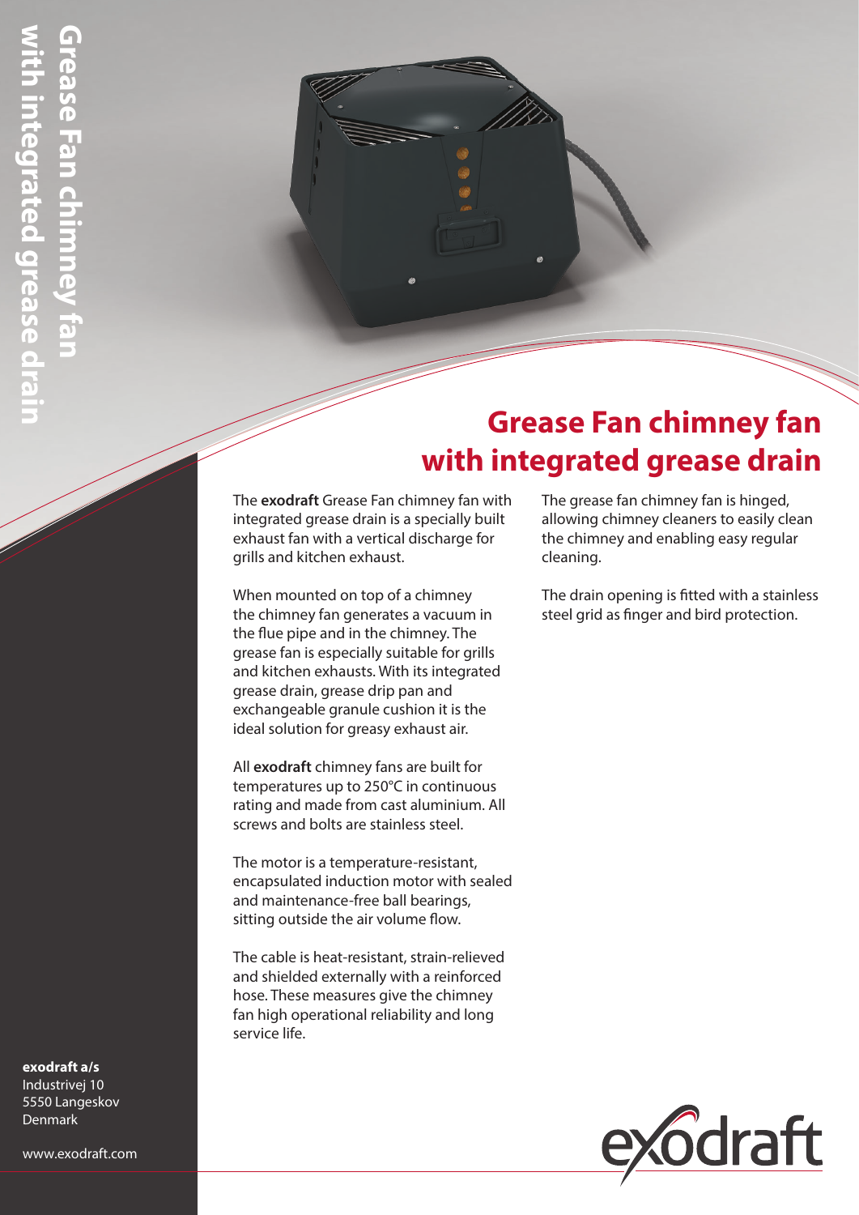# Grease Fan chimney fan with integrated grease drain

The **exodraft** Grease Fan chimney fan with integrated grease drain is a specially built exhaust fan with a vertical discharge for grills and kitchen exhaust.

When mounted on top of a chimney the chimney fan generates a vacuum in the flue pipe and in the chimney. The grease fan is especially suitable for grills and kitchen exhausts. With its integrated grease drain, grease drip pan and exchangeable granule cushion it is the ideal solution for greasy exhaust air.

All **exodraft** chimney fans are built for temperatures up to 250°C in continuous rating and made from cast aluminium. All screws and bolts are stainless steel.

The motor is a temperature-resistant, encapsulated induction motor with sealed and maintenance-free ball bearings, sitting outside the air volume flow.

The cable is heat-resistant, strain-relieved and shielded externally with a reinforced hose. These measures give the chimney fan high operational reliability and long service life.

The grease fan chimney fan is hinged, allowing chimney cleaners to easily clean the chimney and enabling easy regular cleaning.

The drain opening is fitted with a stainless steel grid as finger and bird protection.

**exodraft a/s**
Industrivej 10
5550 Langeskov
Denmark

www.exodraft.com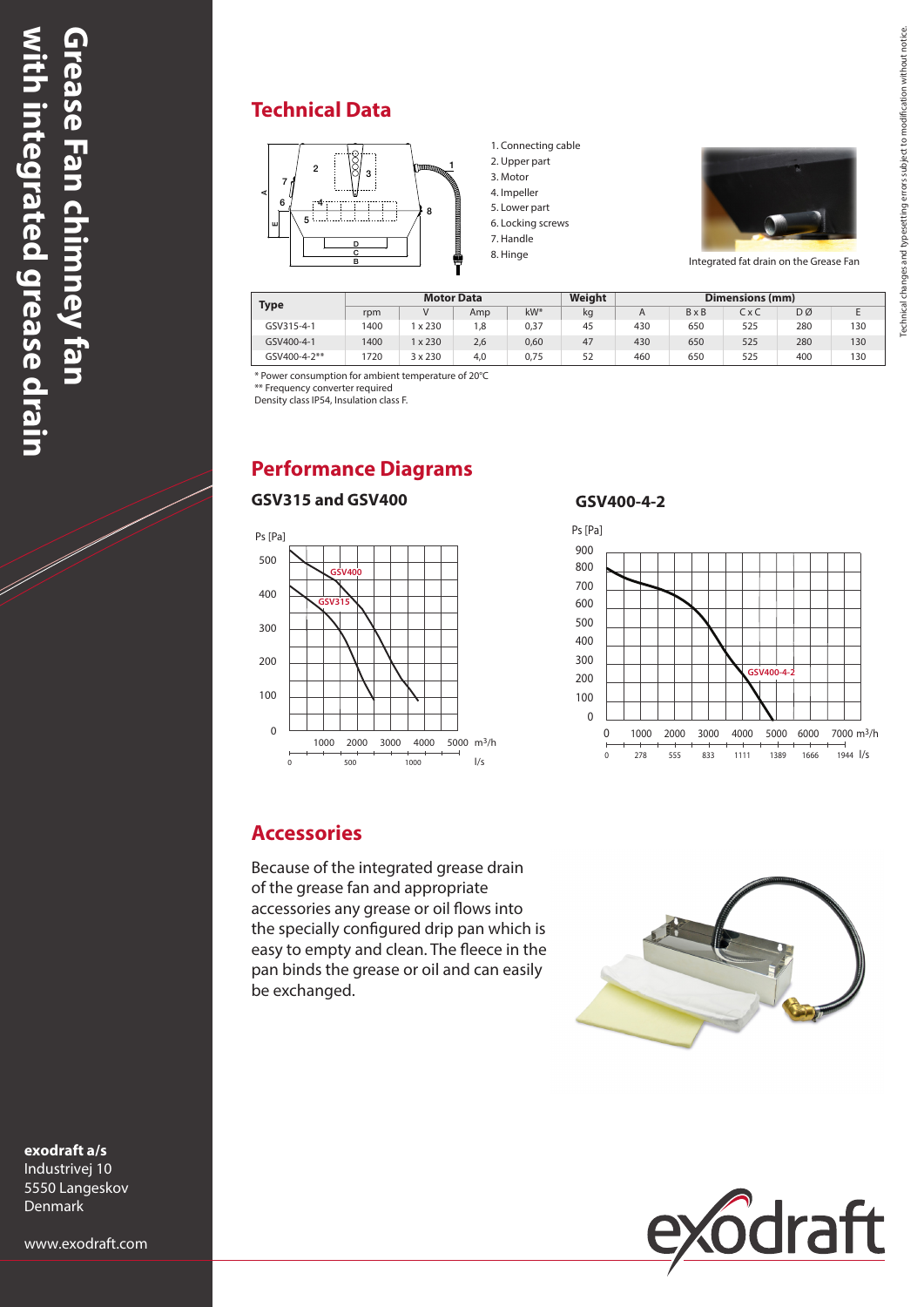# Grease Fan chimney fan with integrated grease drain

## Technical Data

1. Connecting cable
2. Upper part
3. Motor
4. Impeller
5. Lower part
6. Locking screws
7. Handle
8. Hinge

Integrated fat drain on the Grease Fan

| Type | Motor Data | | | | Weight | Dimensions (mm) | | | | |
|---|---|---|---|---|---|---|---|---|---|---|
| | rpm | V | Amp | kW* | kg | A | B x B | C x C | D Ø | E |
| GSV315-4-1 | 1400 | 1 x 230 | 1,8 | 0,37 | 45 | 430 | 650 | 525 | 280 | 130 |
| GSV400-4-1 | 1400 | 1 x 230 | 2,6 | 0,60 | 47 | 430 | 650 | 525 | 280 | 130 |
| GSV400-4-2** | 1720 | 3 x 230 | 4,0 | 0,75 | 52 | 460 | 650 | 525 | 400 | 130 |

\* Power consumption for ambient temperature of 20°C
\*\* Frequency converter required
Density class IP54, Insulation class F.

## Performance Diagrams

### GSV315 and GSV400

Ps [Pa]
500
400
300
200
100
0
GSV400
GSV315
1000 2000 3000 4000 5000 m³/h
0 500 1000 l/s

### GSV400-4-2

Ps [Pa]
900
800
700
600
500
400
300
200
100
0
GSV400-4-2
0 1000 2000 3000 4000 5000 6000 7000 m³/h
0 278 555 833 1111 1389 1666 1944 l/s

## Accessories

Because of the integrated grease drain of the grease fan and appropriate accessories any grease or oil flows into the specially configured drip pan which is easy to empty and clean. The fleece in the pan binds the grease or oil and can easily be exchanged.

**exodraft a/s**
Industrivej 10
5550 Langeskov
Denmark

www.exodraft.com

Technical changes and typesetting errors subject to modification without notice.